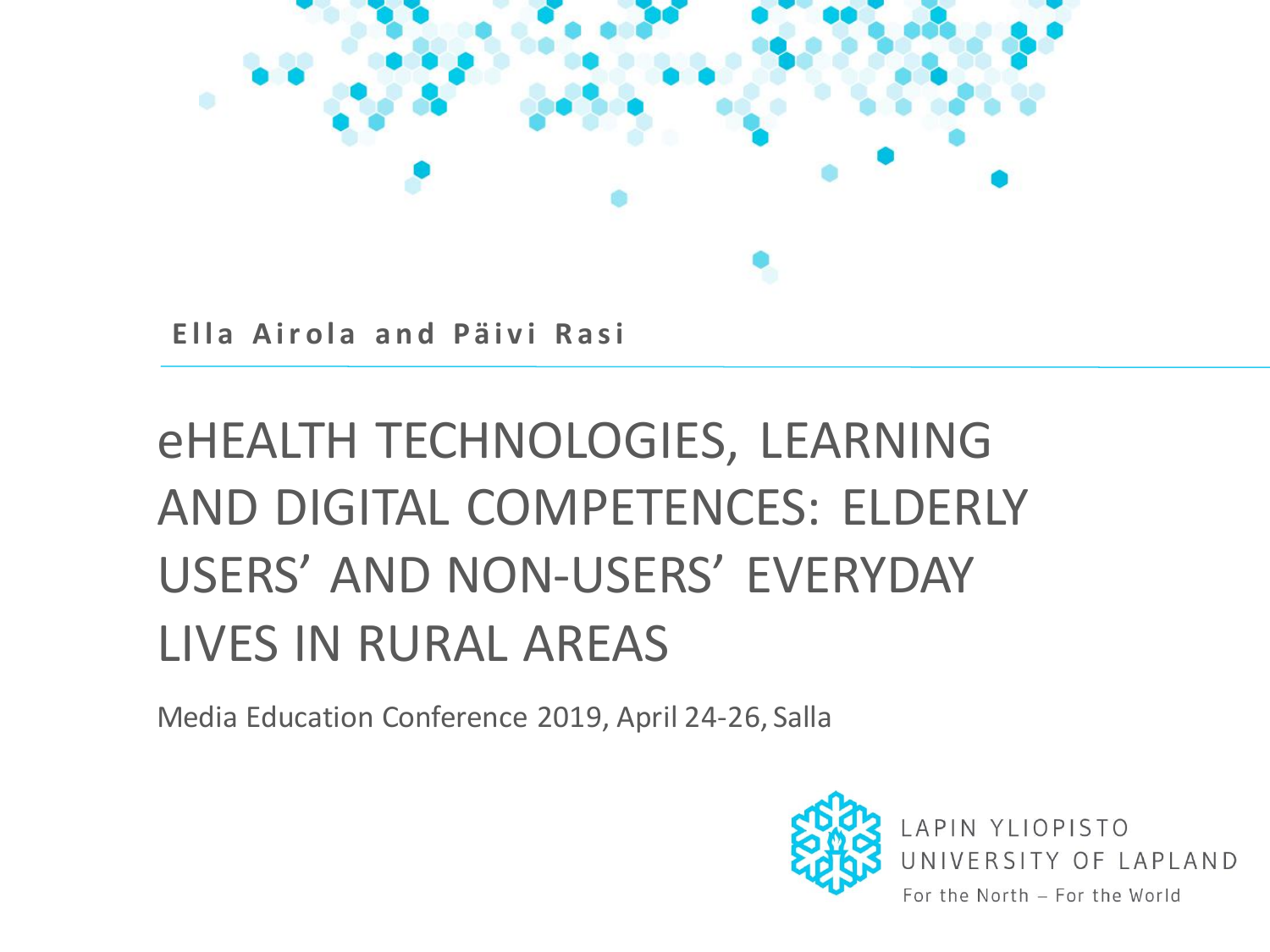**Ella Airola and Päivi Rasi**

# eHEALTH TECHNOLOGIES, LEARNING AND DIGITAL COMPETENCES: ELDERLY USERS' AND NON-USERS' EVERYDAY LIVES IN RURAL AREAS

Media Education Conference 2019, April 24-26, Salla

LAPIN YLIOPISTO
UNIVERSITY OF LAPLAND
For the North – For the World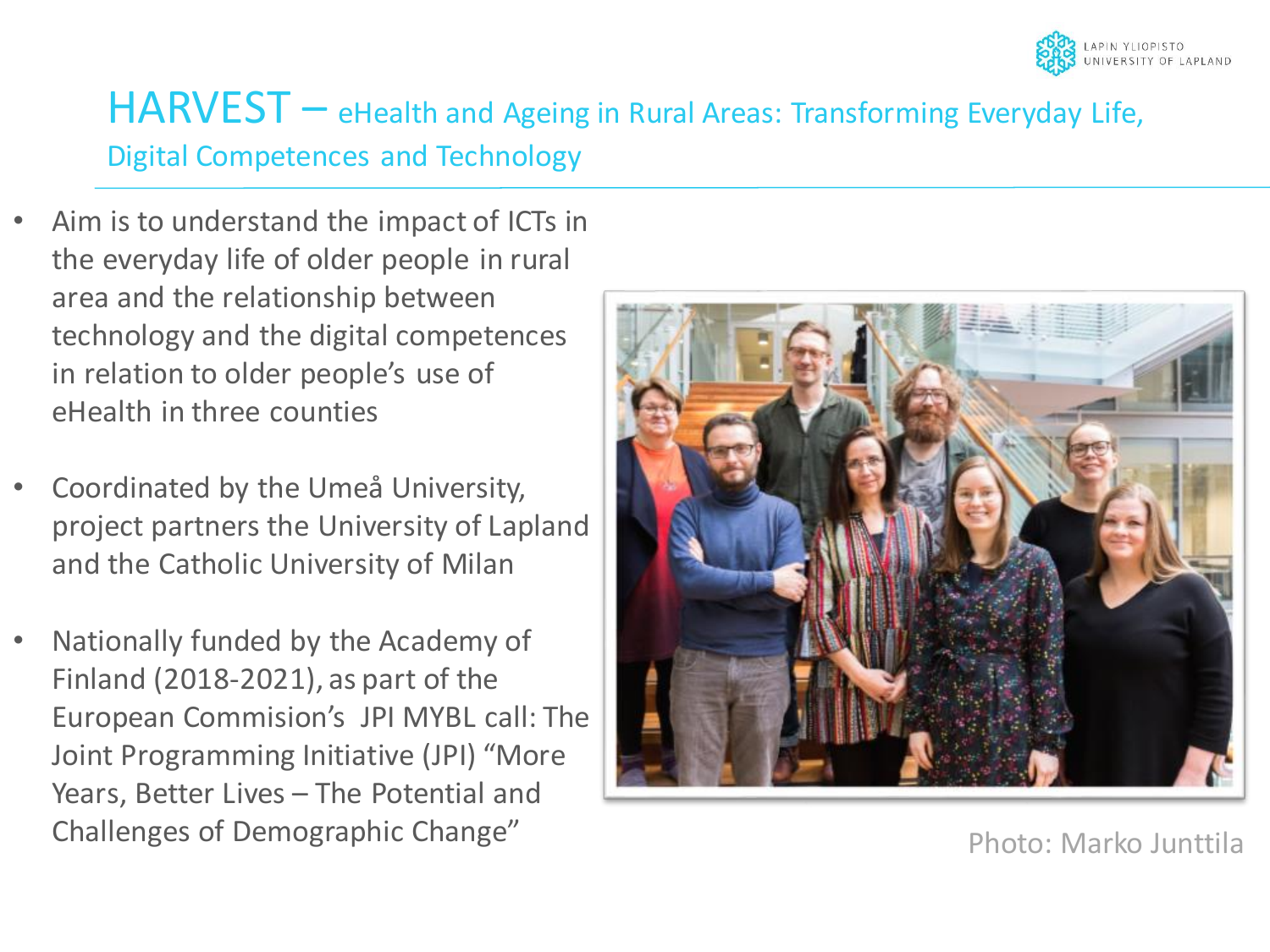# HARVEST – eHealth and Ageing in Rural Areas: Transforming Everyday Life, Digital Competences and Technology

- Aim is to understand the impact of ICTs in the everyday life of older people in rural area and the relationship between technology and the digital competences in relation to older people's use of eHealth in three counties
- Coordinated by the Umeå University, project partners the University of Lapland and the Catholic University of Milan
- Nationally funded by the Academy of Finland (2018-2021), as part of the European Commision's JPI MYBL call: The Joint Programming Initiative (JPI) "More Years, Better Lives – The Potential and Challenges of Demographic Change"

Photo: Marko Junttila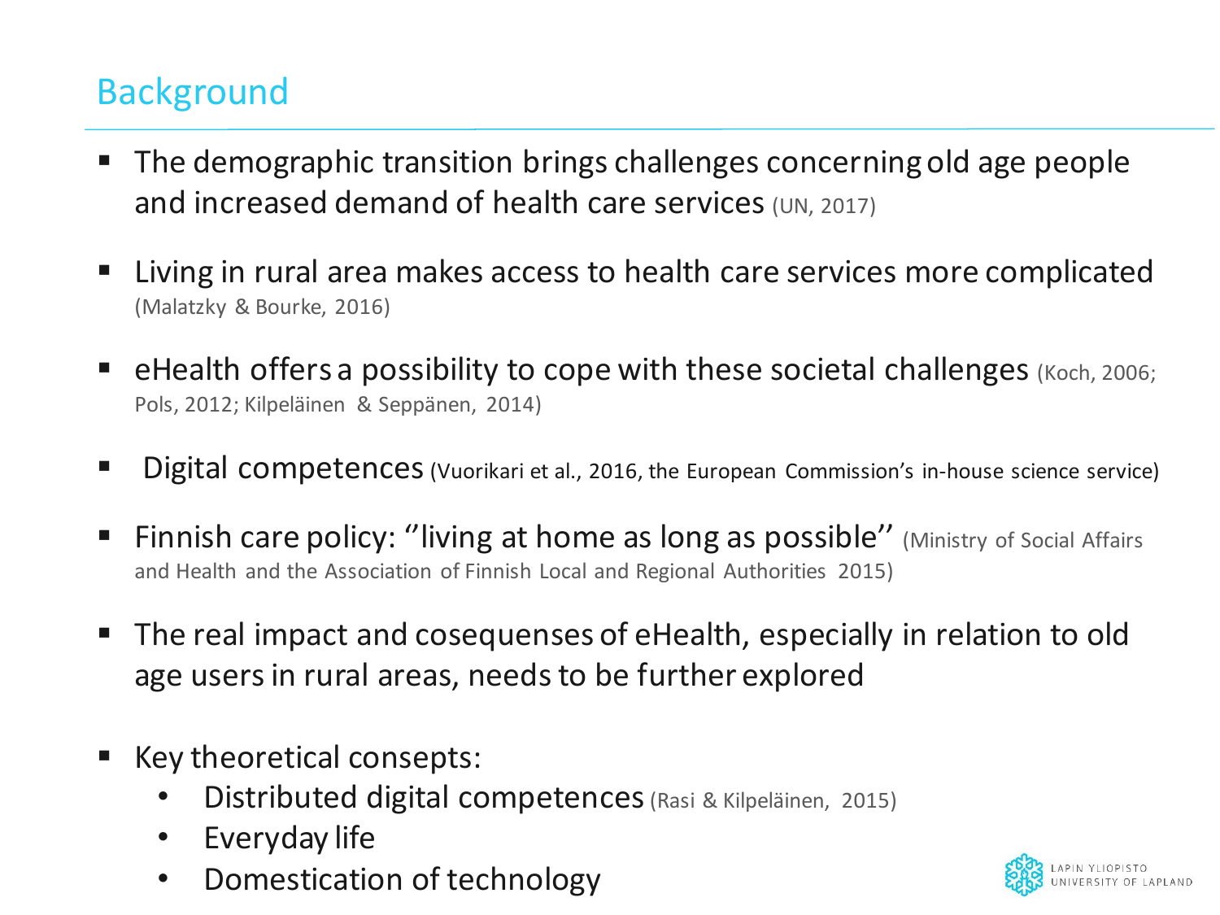## Background

- The demographic transition brings challenges concerning old age people and increased demand of health care services (UN, 2017)
- Living in rural area makes access to health care services more complicated (Malatzky & Bourke, 2016)
- eHealth offers a possibility to cope with these societal challenges (Koch, 2006; Pols, 2012; Kilpeläinen & Seppänen, 2014)
- Digital competences (Vuorikari et al., 2016, the European Commission's in-house science service)
- Finnish care policy: ''living at home as long as possible'' (Ministry of Social Affairs and Health and the Association of Finnish Local and Regional Authorities 2015)
- The real impact and cosequenses of eHealth, especially in relation to old age users in rural areas, needs to be further explored
- Key theoretical consepts:
  - Distributed digital competences (Rasi & Kilpeläinen, 2015)
  - Everyday life
  - Domestication of technology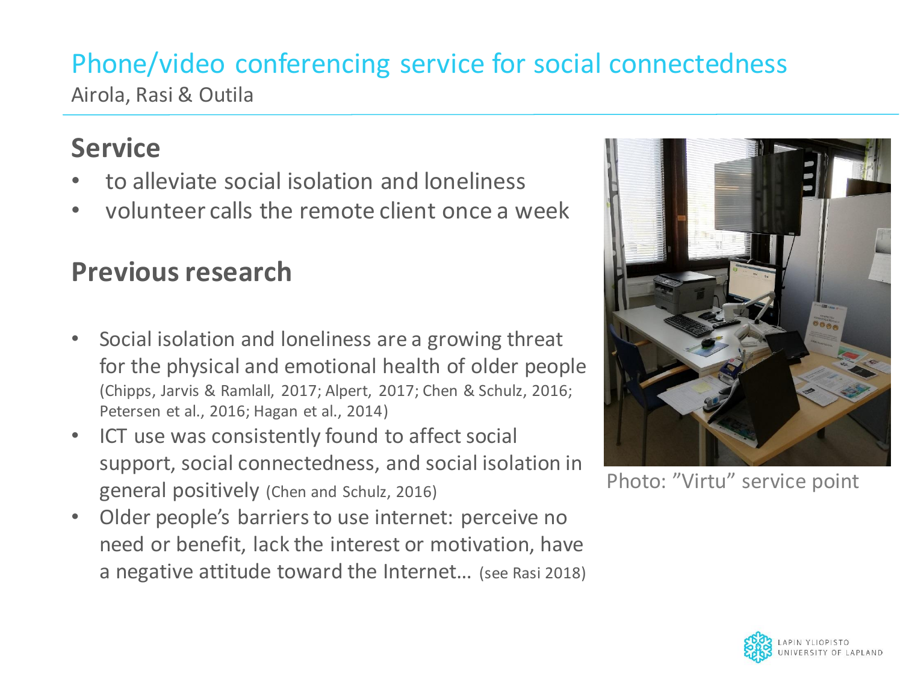# Phone/video conferencing service for social connectedness

Airola, Rasi & Outila

## Service

- to alleviate social isolation and loneliness
- volunteer calls the remote client once a week

## Previous research

- Social isolation and loneliness are a growing threat for the physical and emotional health of older people (Chipps, Jarvis & Ramlall, 2017; Alpert, 2017; Chen & Schulz, 2016; Petersen et al., 2016; Hagan et al., 2014)
- ICT use was consistently found to affect social support, social connectedness, and social isolation in general positively (Chen and Schulz, 2016)
- Older people's barriers to use internet: perceive no need or benefit, lack the interest or motivation, have a negative attitude toward the Internet… (see Rasi 2018)

Photo: "Virtu" service point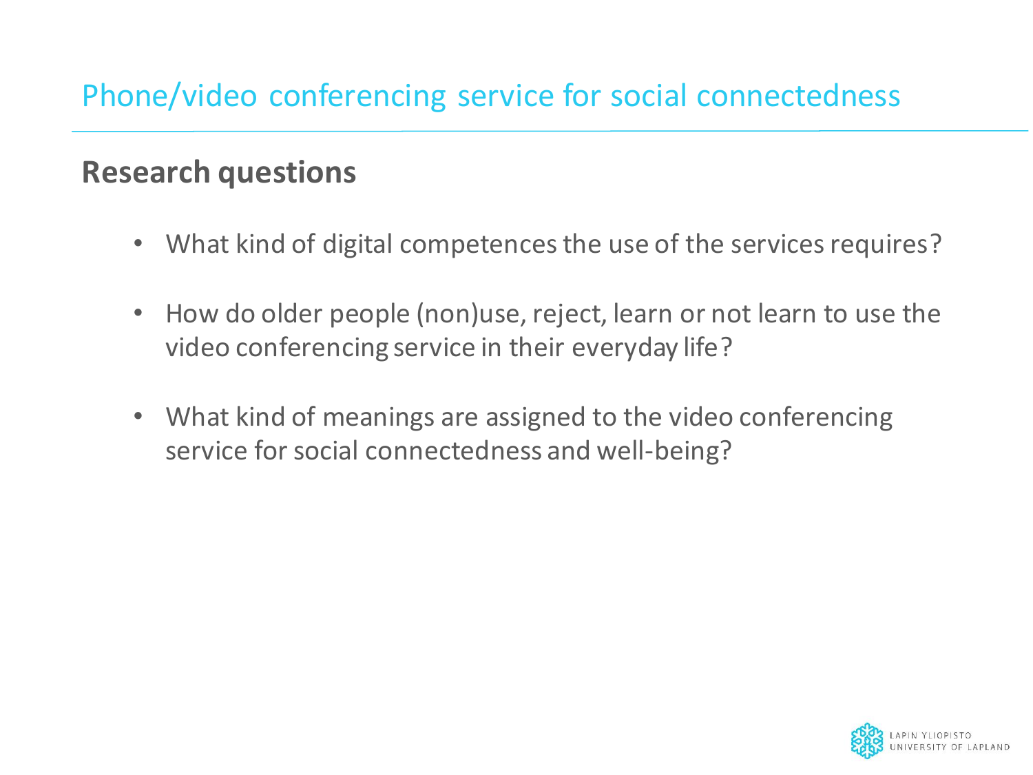# Phone/video conferencing service for social connectedness

## Research questions

- What kind of digital competences the use of the services requires?
- How do older people (non)use, reject, learn or not learn to use the video conferencing service in their everyday life?
- What kind of meanings are assigned to the video conferencing service for social connectedness and well-being?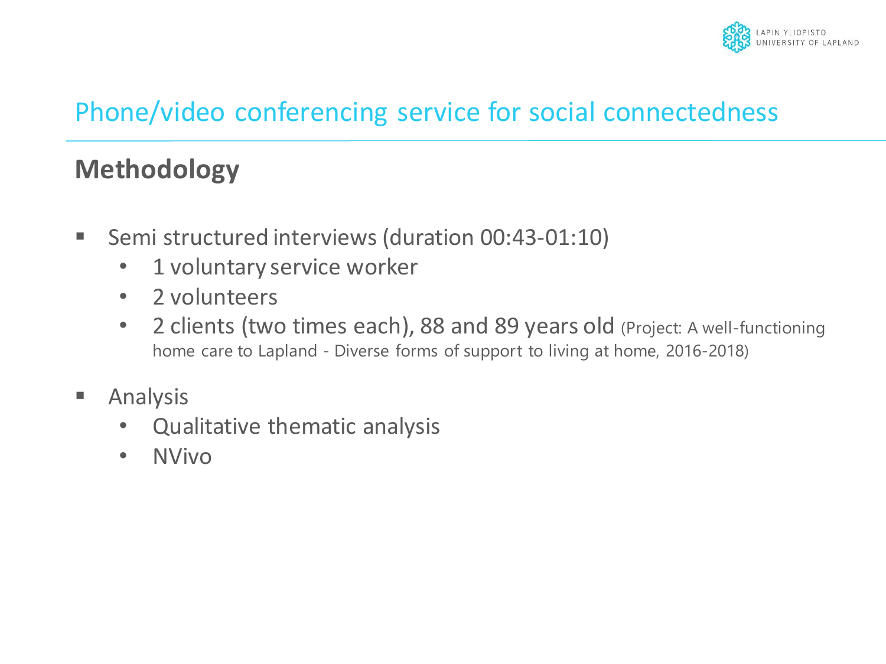# Phone/video conferencing service for social connectedness

## Methodology

- Semi structured interviews (duration 00:43-01:10)
  - 1 voluntary service worker
  - 2 volunteers
  - 2 clients (two times each), 88 and 89 years old (Project: A well-functioning home care to Lapland - Diverse forms of support to living at home, 2016-2018)
- Analysis
  - Qualitative thematic analysis
  - NVivo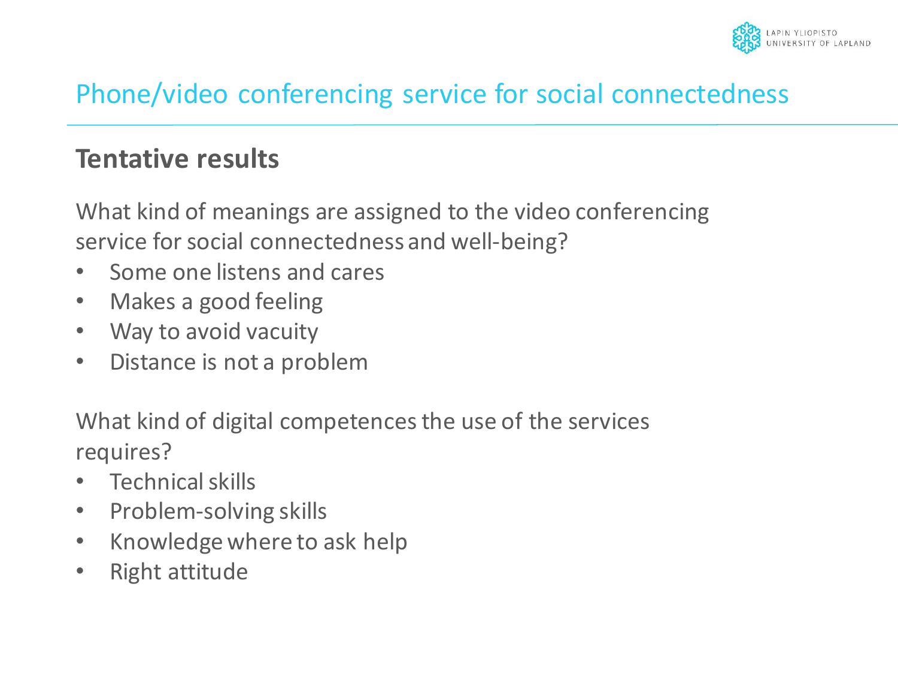# Phone/video conferencing service for social connectedness

## Tentative results

What kind of meanings are assigned to the video conferencing service for social connectedness and well-being?

- Some one listens and cares
- Makes a good feeling
- Way to avoid vacuity
- Distance is not a problem

What kind of digital competences the use of the services requires?

- Technical skills
- Problem-solving skills
- Knowledge where to ask help
- Right attitude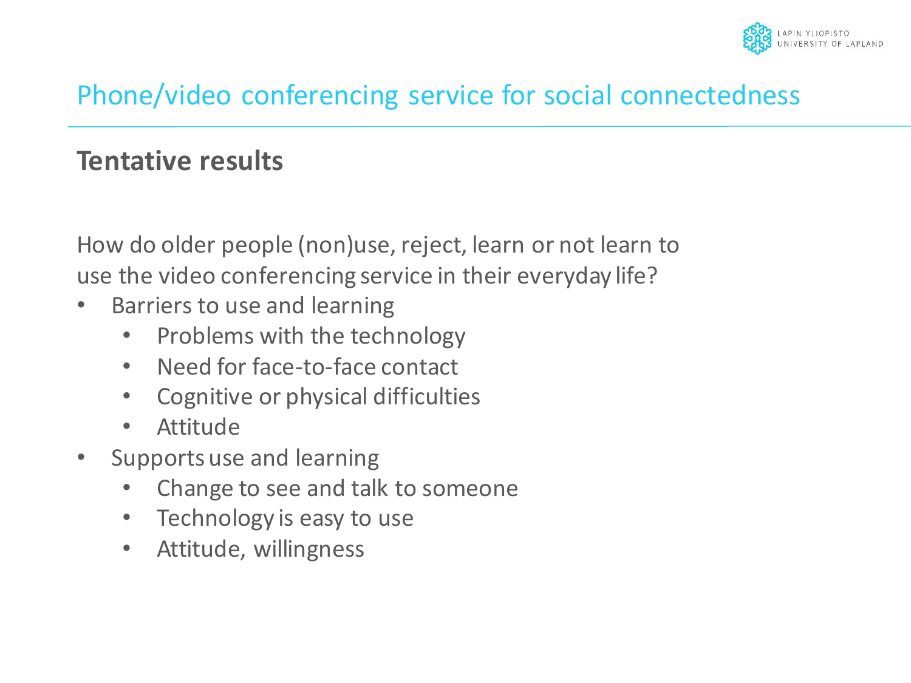## Phone/video conferencing service for social connectedness

### Tentative results

How do older people (non)use, reject, learn or not learn to use the video conferencing service in their everyday life?

- Barriers to use and learning
  - Problems with the technology
  - Need for face-to-face contact
  - Cognitive or physical difficulties
  - Attitude
- Supports use and learning
  - Change to see and talk to someone
  - Technology is easy to use
  - Attitude, willingness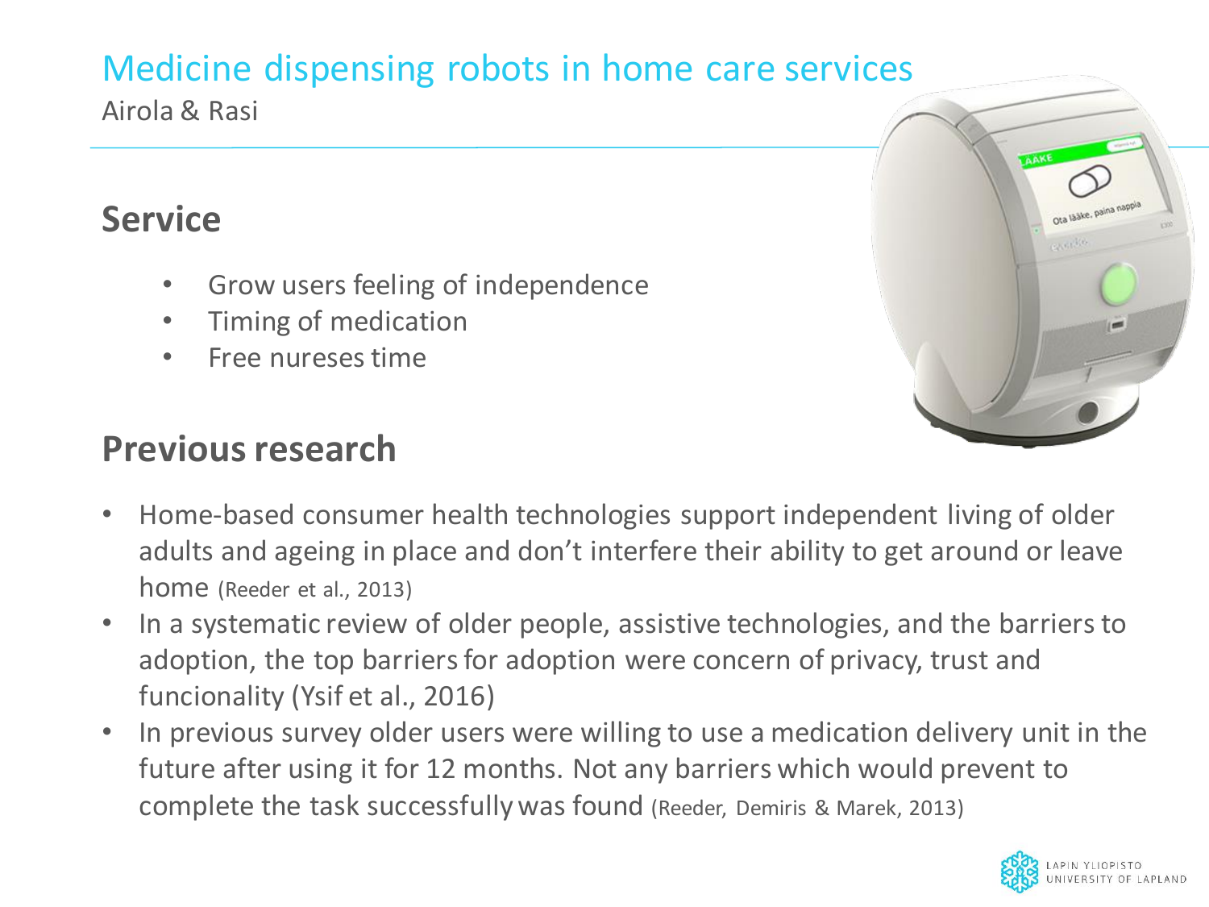# Medicine dispensing robots in home care services

Airola & Rasi

## Service

- Grow users feeling of independence
- Timing of medication
- Free nureses time

## Previous research

- Home-based consumer health technologies support independent living of older adults and ageing in place and don't interfere their ability to get around or leave home (Reeder et al., 2013)
- In a systematic review of older people, assistive technologies, and the barriers to adoption, the top barriers for adoption were concern of privacy, trust and funcionality (Ysif et al., 2016)
- In previous survey older users were willing to use a medication delivery unit in the future after using it for 12 months. Not any barriers which would prevent to complete the task successfully was found (Reeder, Demiris & Marek, 2013)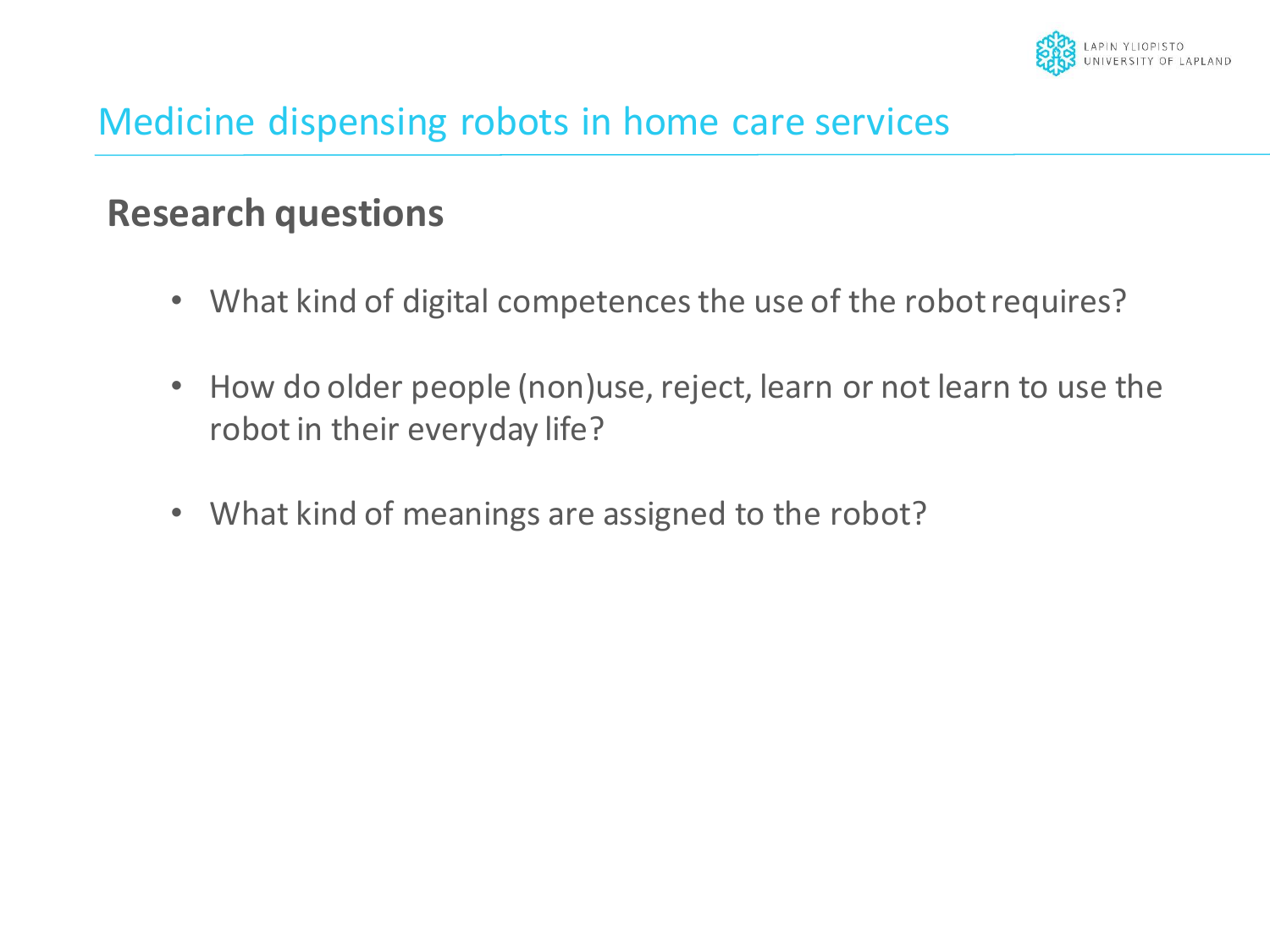# Medicine dispensing robots in home care services

## Research questions

- What kind of digital competences the use of the robot requires?
- How do older people (non)use, reject, learn or not learn to use the robot in their everyday life?
- What kind of meanings are assigned to the robot?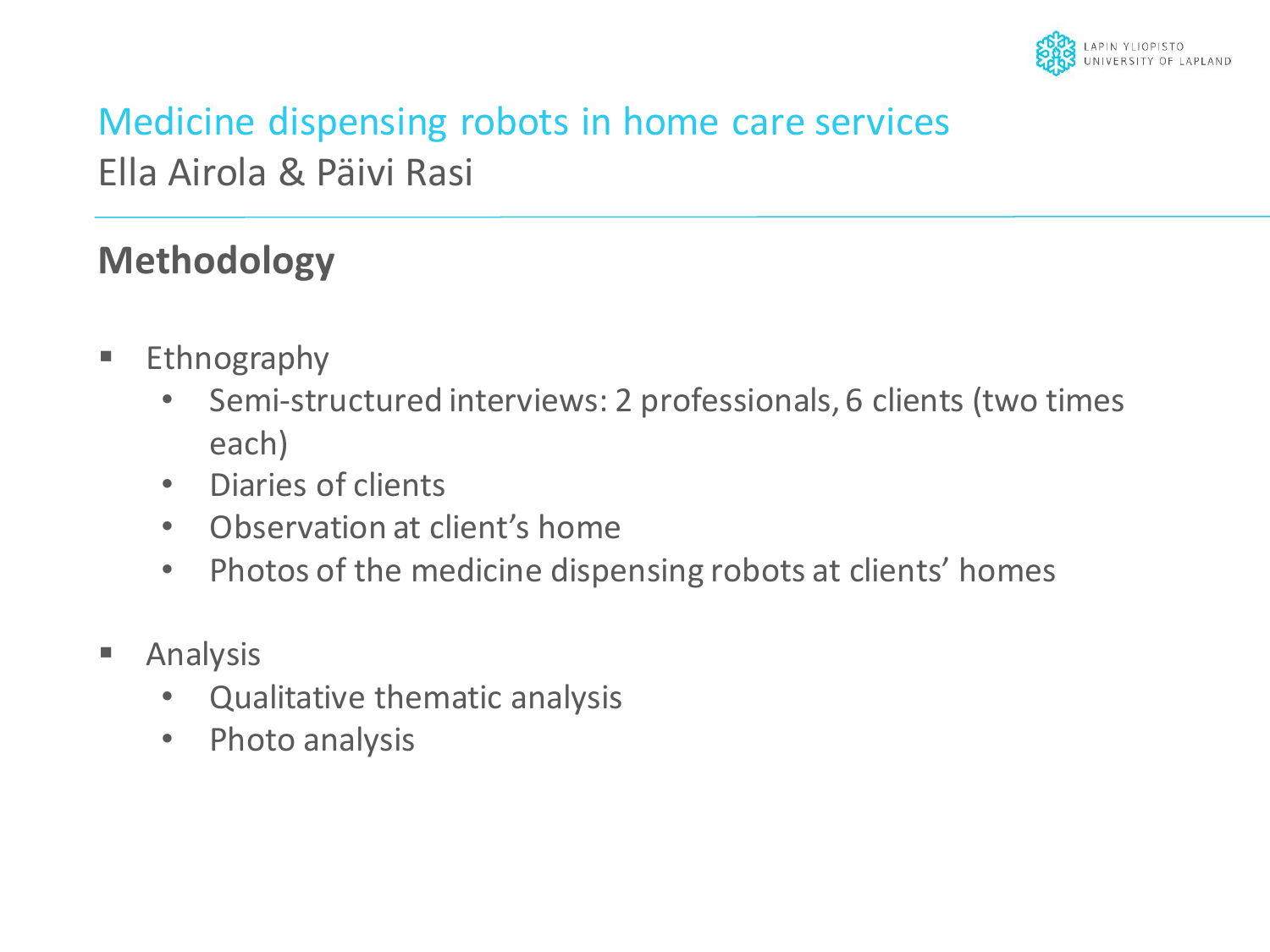# Medicine dispensing robots in home care services

Ella Airola & Päivi Rasi

## Methodology

- Ethnography
  - Semi-structured interviews: 2 professionals, 6 clients (two times each)
  - Diaries of clients
  - Observation at client's home
  - Photos of the medicine dispensing robots at clients' homes
- Analysis
  - Qualitative thematic analysis
  - Photo analysis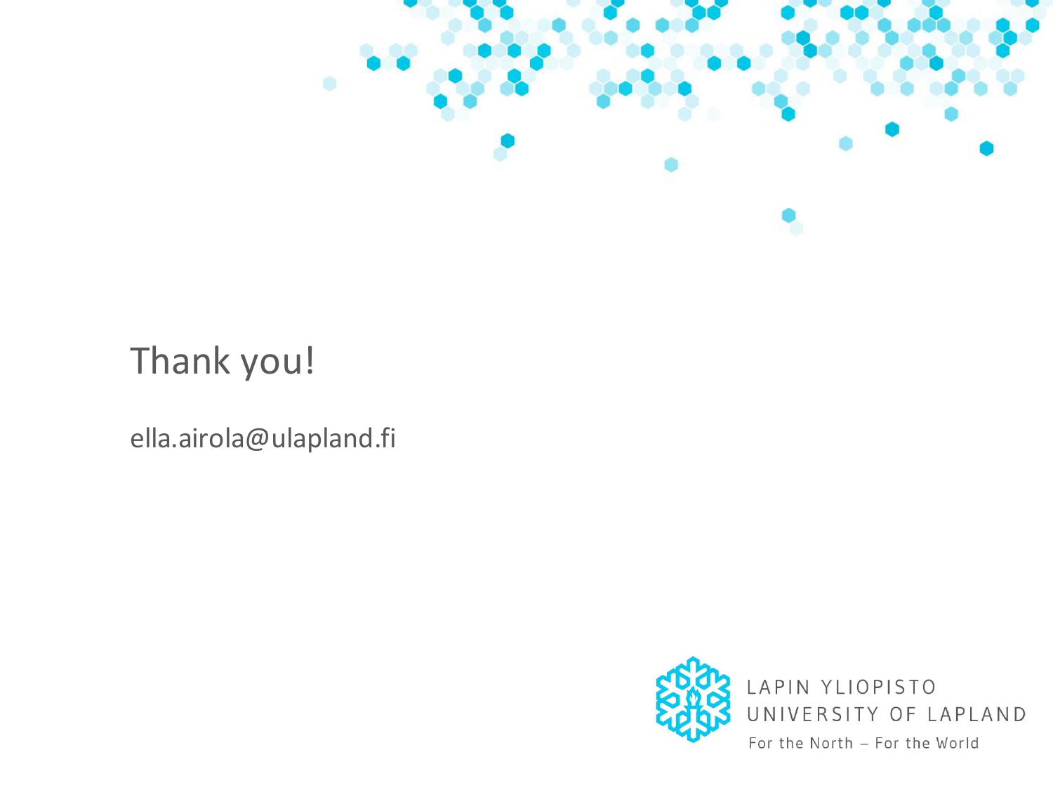Thank you!

ella.airola@ulapland.fi

LAPIN YLIOPISTO
UNIVERSITY OF LAPLAND
For the North – For the World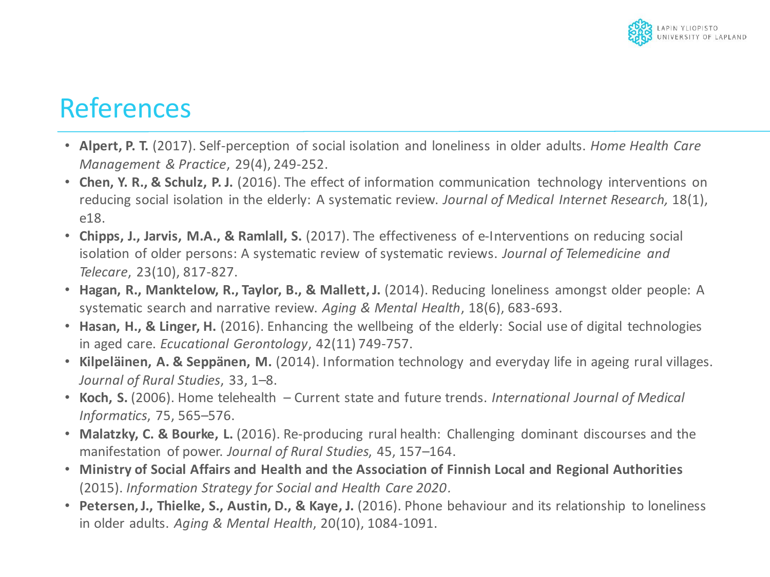# References

- **Alpert, P. T.** (2017). Self-perception of social isolation and loneliness in older adults. *Home Health Care Management & Practice*, 29(4), 249-252.
- **Chen, Y. R., & Schulz, P. J.** (2016). The effect of information communication technology interventions on reducing social isolation in the elderly: A systematic review. *Journal of Medical Internet Research,* 18(1), e18.
- **Chipps, J., Jarvis, M.A., & Ramlall, S.** (2017). The effectiveness of e-Interventions on reducing social isolation of older persons: A systematic review of systematic reviews. *Journal of Telemedicine and Telecare*, 23(10), 817-827.
- **Hagan, R., Manktelow, R., Taylor, B., & Mallett, J.** (2014). Reducing loneliness amongst older people: A systematic search and narrative review. *Aging & Mental Health*, 18(6), 683-693.
- **Hasan, H., & Linger, H.** (2016). Enhancing the wellbeing of the elderly: Social use of digital technologies in aged care. *Ecucational Gerontology*, 42(11) 749-757.
- **Kilpeläinen, A. & Seppänen, M.** (2014). Information technology and everyday life in ageing rural villages. *Journal of Rural Studies*, 33, 1–8.
- **Koch, S.** (2006). Home telehealth – Current state and future trends. *International Journal of Medical Informatics*, 75, 565–576.
- **Malatzky, C. & Bourke, L.** (2016). Re-producing rural health: Challenging dominant discourses and the manifestation of power. *Journal of Rural Studies*, 45, 157–164.
- **Ministry of Social Affairs and Health and the Association of Finnish Local and Regional Authorities** (2015). *Information Strategy for Social and Health Care 2020.*
- **Petersen, J., Thielke, S., Austin, D., & Kaye, J.** (2016). Phone behaviour and its relationship to loneliness in older adults. *Aging & Mental Health*, 20(10), 1084-1091.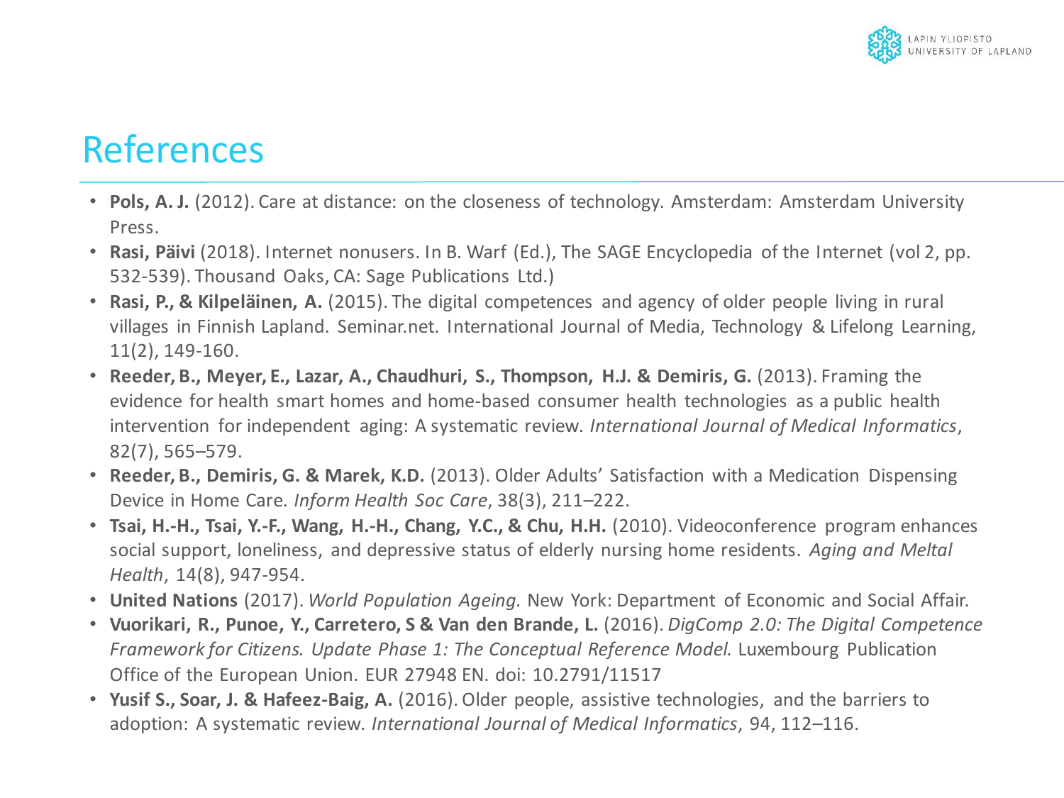# References

- **Pols, A. J.** (2012). Care at distance: on the closeness of technology. Amsterdam: Amsterdam University Press.
- **Rasi, Päivi** (2018). Internet nonusers. In B. Warf (Ed.), The SAGE Encyclopedia of the Internet (vol 2, pp. 532-539). Thousand Oaks, CA: Sage Publications Ltd.)
- **Rasi, P., & Kilpeläinen, A.** (2015). The digital competences and agency of older people living in rural villages in Finnish Lapland. Seminar.net. International Journal of Media, Technology & Lifelong Learning, 11(2), 149-160.
- **Reeder, B., Meyer, E., Lazar, A., Chaudhuri, S., Thompson, H.J. & Demiris, G.** (2013). Framing the evidence for health smart homes and home-based consumer health technologies as a public health intervention for independent aging: A systematic review. *International Journal of Medical Informatics*, 82(7), 565–579.
- **Reeder, B., Demiris, G. & Marek, K.D.** (2013). Older Adults' Satisfaction with a Medication Dispensing Device in Home Care. *Inform Health Soc Care*, 38(3), 211–222.
- **Tsai, H.-H., Tsai, Y.-F., Wang, H.-H., Chang, Y.C., & Chu, H.H.** (2010). Videoconference program enhances social support, loneliness, and depressive status of elderly nursing home residents. *Aging and Meltal Health*, 14(8), 947-954.
- **United Nations** (2017). *World Population Ageing.* New York: Department of Economic and Social Affair.
- **Vuorikari, R., Punoe, Y., Carretero, S & Van den Brande, L.** (2016). *DigComp 2.0: The Digital Competence Framework for Citizens. Update Phase 1: The Conceptual Reference Model.* Luxembourg Publication Office of the European Union. EUR 27948 EN. doi: 10.2791/11517
- **Yusif S., Soar, J. & Hafeez-Baig, A.** (2016). Older people, assistive technologies, and the barriers to adoption: A systematic review. *International Journal of Medical Informatics*, 94, 112–116.